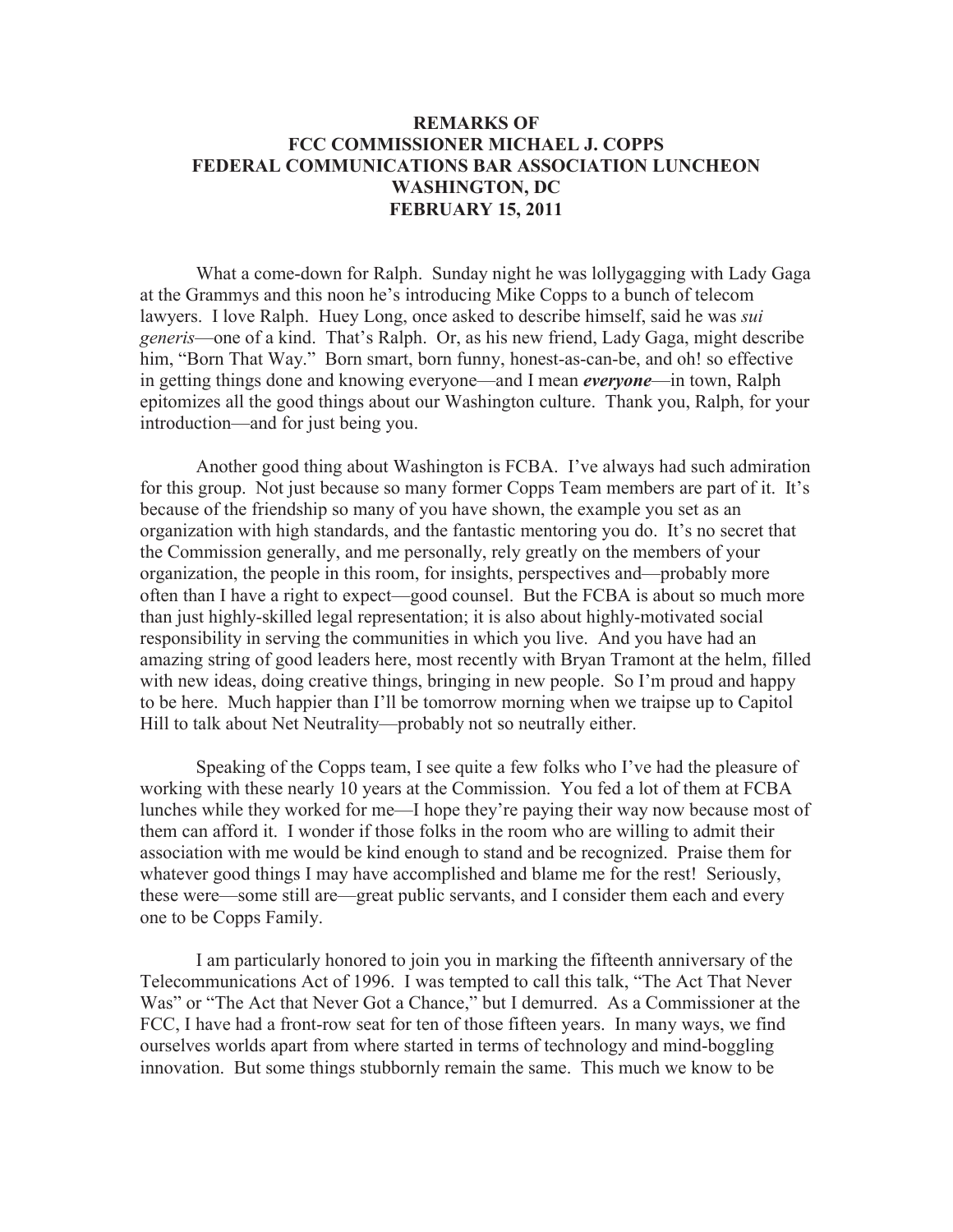**REMARKS OF**
**FCC COMMISSIONER MICHAEL J. COPPS**
**FEDERAL COMMUNICATIONS BAR ASSOCIATION LUNCHEON**
**WASHINGTON, DC**
**FEBRUARY 15, 2011**

What a come-down for Ralph. Sunday night he was lollygagging with Lady Gaga at the Grammys and this noon he's introducing Mike Copps to a bunch of telecom lawyers. I love Ralph. Huey Long, once asked to describe himself, said he was *sui generis*—one of a kind. That's Ralph. Or, as his new friend, Lady Gaga, might describe him, "Born That Way." Born smart, born funny, honest-as-can-be, and oh! so effective in getting things done and knowing everyone—and I mean ***everyone***—in town, Ralph epitomizes all the good things about our Washington culture. Thank you, Ralph, for your introduction—and for just being you.

Another good thing about Washington is FCBA. I've always had such admiration for this group. Not just because so many former Copps Team members are part of it. It's because of the friendship so many of you have shown, the example you set as an organization with high standards, and the fantastic mentoring you do. It's no secret that the Commission generally, and me personally, rely greatly on the members of your organization, the people in this room, for insights, perspectives and—probably more often than I have a right to expect—good counsel. But the FCBA is about so much more than just highly-skilled legal representation; it is also about highly-motivated social responsibility in serving the communities in which you live. And you have had an amazing string of good leaders here, most recently with Bryan Tramont at the helm, filled with new ideas, doing creative things, bringing in new people. So I'm proud and happy to be here. Much happier than I'll be tomorrow morning when we traipse up to Capitol Hill to talk about Net Neutrality—probably not so neutrally either.

Speaking of the Copps team, I see quite a few folks who I've had the pleasure of working with these nearly 10 years at the Commission. You fed a lot of them at FCBA lunches while they worked for me—I hope they're paying their way now because most of them can afford it. I wonder if those folks in the room who are willing to admit their association with me would be kind enough to stand and be recognized. Praise them for whatever good things I may have accomplished and blame me for the rest! Seriously, these were—some still are—great public servants, and I consider them each and every one to be Copps Family.

I am particularly honored to join you in marking the fifteenth anniversary of the Telecommunications Act of 1996. I was tempted to call this talk, "The Act That Never Was" or "The Act that Never Got a Chance," but I demurred. As a Commissioner at the FCC, I have had a front-row seat for ten of those fifteen years. In many ways, we find ourselves worlds apart from where started in terms of technology and mind-boggling innovation. But some things stubbornly remain the same. This much we know to be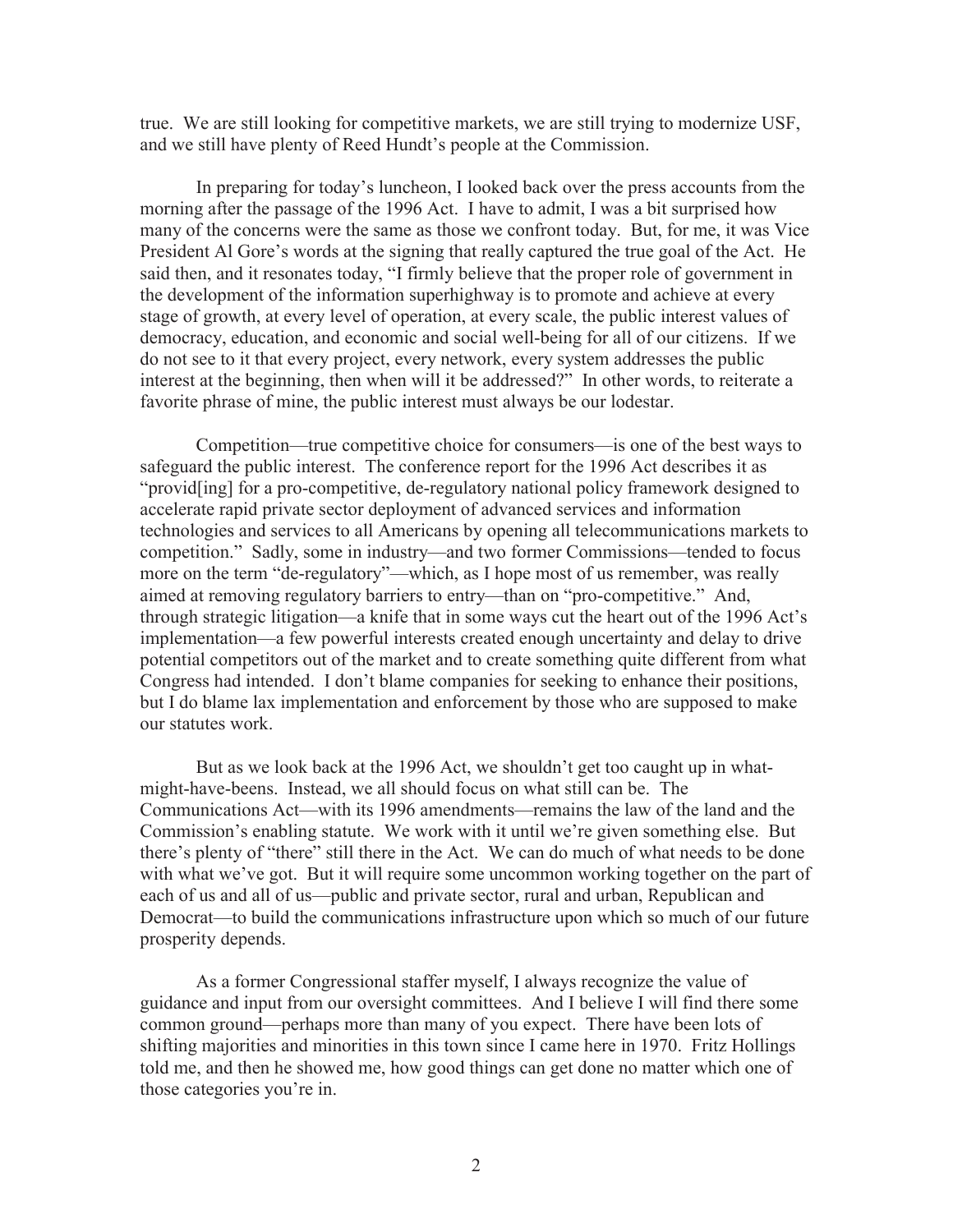true. We are still looking for competitive markets, we are still trying to modernize USF, and we still have plenty of Reed Hundt's people at the Commission.

In preparing for today's luncheon, I looked back over the press accounts from the morning after the passage of the 1996 Act. I have to admit, I was a bit surprised how many of the concerns were the same as those we confront today. But, for me, it was Vice President Al Gore's words at the signing that really captured the true goal of the Act. He said then, and it resonates today, "I firmly believe that the proper role of government in the development of the information superhighway is to promote and achieve at every stage of growth, at every level of operation, at every scale, the public interest values of democracy, education, and economic and social well-being for all of our citizens. If we do not see to it that every project, every network, every system addresses the public interest at the beginning, then when will it be addressed?" In other words, to reiterate a favorite phrase of mine, the public interest must always be our lodestar.

Competition—true competitive choice for consumers—is one of the best ways to safeguard the public interest. The conference report for the 1996 Act describes it as "provid[ing] for a pro-competitive, de-regulatory national policy framework designed to accelerate rapid private sector deployment of advanced services and information technologies and services to all Americans by opening all telecommunications markets to competition." Sadly, some in industry—and two former Commissions—tended to focus more on the term "de-regulatory"—which, as I hope most of us remember, was really aimed at removing regulatory barriers to entry—than on "pro-competitive." And, through strategic litigation—a knife that in some ways cut the heart out of the 1996 Act's implementation—a few powerful interests created enough uncertainty and delay to drive potential competitors out of the market and to create something quite different from what Congress had intended. I don't blame companies for seeking to enhance their positions, but I do blame lax implementation and enforcement by those who are supposed to make our statutes work.

But as we look back at the 1996 Act, we shouldn't get too caught up in what-might-have-beens. Instead, we all should focus on what still can be. The Communications Act—with its 1996 amendments—remains the law of the land and the Commission's enabling statute. We work with it until we're given something else. But there's plenty of "there" still there in the Act. We can do much of what needs to be done with what we've got. But it will require some uncommon working together on the part of each of us and all of us—public and private sector, rural and urban, Republican and Democrat—to build the communications infrastructure upon which so much of our future prosperity depends.

As a former Congressional staffer myself, I always recognize the value of guidance and input from our oversight committees. And I believe I will find there some common ground—perhaps more than many of you expect. There have been lots of shifting majorities and minorities in this town since I came here in 1970. Fritz Hollings told me, and then he showed me, how good things can get done no matter which one of those categories you're in.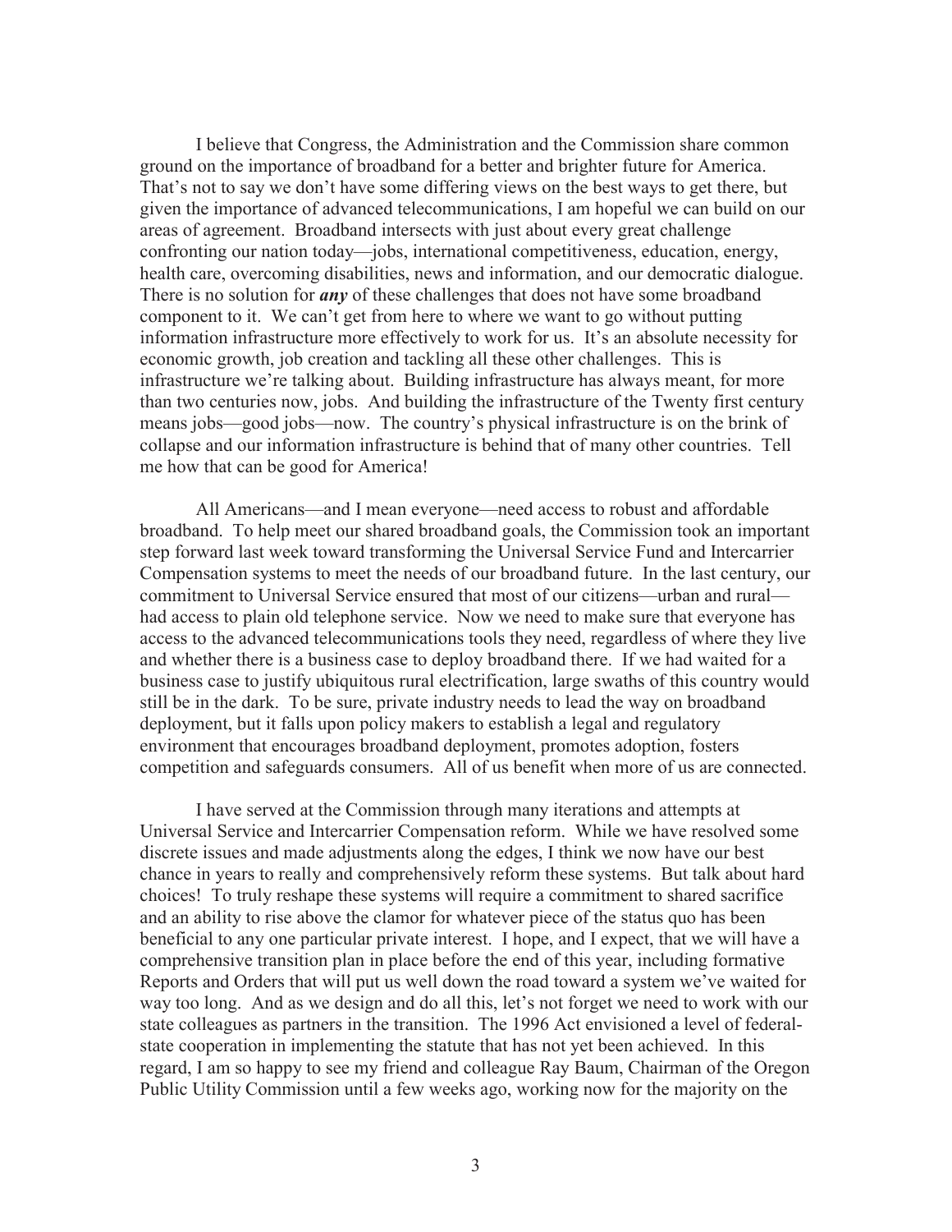I believe that Congress, the Administration and the Commission share common ground on the importance of broadband for a better and brighter future for America. That's not to say we don't have some differing views on the best ways to get there, but given the importance of advanced telecommunications, I am hopeful we can build on our areas of agreement. Broadband intersects with just about every great challenge confronting our nation today—jobs, international competitiveness, education, energy, health care, overcoming disabilities, news and information, and our democratic dialogue. There is no solution for ***any*** of these challenges that does not have some broadband component to it. We can't get from here to where we want to go without putting information infrastructure more effectively to work for us. It's an absolute necessity for economic growth, job creation and tackling all these other challenges. This is infrastructure we're talking about. Building infrastructure has always meant, for more than two centuries now, jobs. And building the infrastructure of the Twenty first century means jobs—good jobs—now. The country's physical infrastructure is on the brink of collapse and our information infrastructure is behind that of many other countries. Tell me how that can be good for America!

All Americans—and I mean everyone—need access to robust and affordable broadband. To help meet our shared broadband goals, the Commission took an important step forward last week toward transforming the Universal Service Fund and Intercarrier Compensation systems to meet the needs of our broadband future. In the last century, our commitment to Universal Service ensured that most of our citizens—urban and rural—had access to plain old telephone service. Now we need to make sure that everyone has access to the advanced telecommunications tools they need, regardless of where they live and whether there is a business case to deploy broadband there. If we had waited for a business case to justify ubiquitous rural electrification, large swaths of this country would still be in the dark. To be sure, private industry needs to lead the way on broadband deployment, but it falls upon policy makers to establish a legal and regulatory environment that encourages broadband deployment, promotes adoption, fosters competition and safeguards consumers. All of us benefit when more of us are connected.

I have served at the Commission through many iterations and attempts at Universal Service and Intercarrier Compensation reform. While we have resolved some discrete issues and made adjustments along the edges, I think we now have our best chance in years to really and comprehensively reform these systems. But talk about hard choices! To truly reshape these systems will require a commitment to shared sacrifice and an ability to rise above the clamor for whatever piece of the status quo has been beneficial to any one particular private interest. I hope, and I expect, that we will have a comprehensive transition plan in place before the end of this year, including formative Reports and Orders that will put us well down the road toward a system we've waited for way too long. And as we design and do all this, let's not forget we need to work with our state colleagues as partners in the transition. The 1996 Act envisioned a level of federal-state cooperation in implementing the statute that has not yet been achieved. In this regard, I am so happy to see my friend and colleague Ray Baum, Chairman of the Oregon Public Utility Commission until a few weeks ago, working now for the majority on the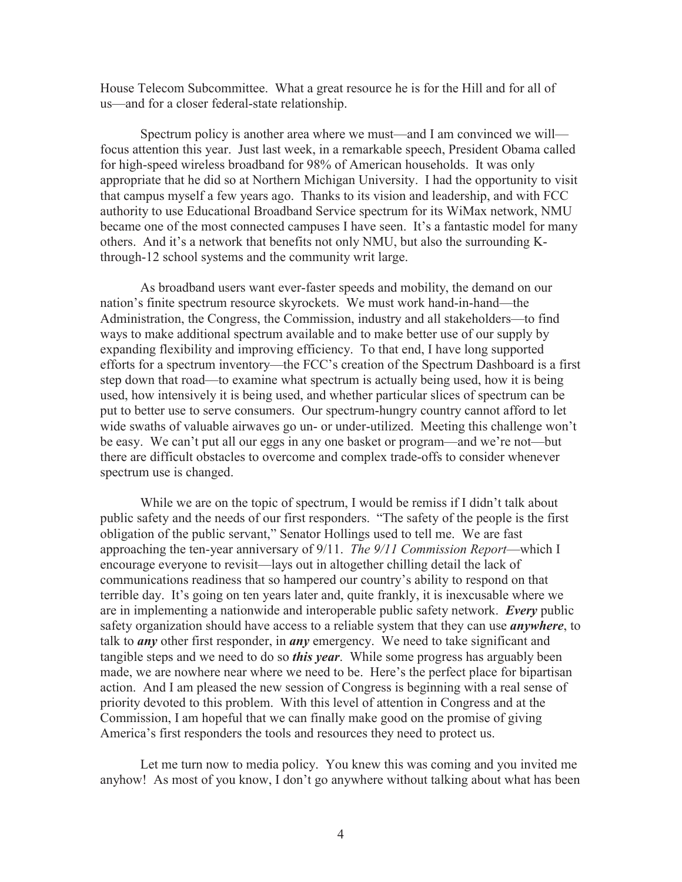House Telecom Subcommittee. What a great resource he is for the Hill and for all of us—and for a closer federal-state relationship.

Spectrum policy is another area where we must—and I am convinced we will—focus attention this year. Just last week, in a remarkable speech, President Obama called for high-speed wireless broadband for 98% of American households. It was only appropriate that he did so at Northern Michigan University. I had the opportunity to visit that campus myself a few years ago. Thanks to its vision and leadership, and with FCC authority to use Educational Broadband Service spectrum for its WiMax network, NMU became one of the most connected campuses I have seen. It's a fantastic model for many others. And it's a network that benefits not only NMU, but also the surrounding K-through-12 school systems and the community writ large.

As broadband users want ever-faster speeds and mobility, the demand on our nation's finite spectrum resource skyrockets. We must work hand-in-hand—the Administration, the Congress, the Commission, industry and all stakeholders—to find ways to make additional spectrum available and to make better use of our supply by expanding flexibility and improving efficiency. To that end, I have long supported efforts for a spectrum inventory—the FCC's creation of the Spectrum Dashboard is a first step down that road—to examine what spectrum is actually being used, how it is being used, how intensively it is being used, and whether particular slices of spectrum can be put to better use to serve consumers. Our spectrum-hungry country cannot afford to let wide swaths of valuable airwaves go un- or under-utilized. Meeting this challenge won't be easy. We can't put all our eggs in any one basket or program—and we're not—but there are difficult obstacles to overcome and complex trade-offs to consider whenever spectrum use is changed.

While we are on the topic of spectrum, I would be remiss if I didn't talk about public safety and the needs of our first responders. "The safety of the people is the first obligation of the public servant," Senator Hollings used to tell me. We are fast approaching the ten-year anniversary of 9/11. *The 9/11 Commission Report*—which I encourage everyone to revisit—lays out in altogether chilling detail the lack of communications readiness that so hampered our country's ability to respond on that terrible day. It's going on ten years later and, quite frankly, it is inexcusable where we are in implementing a nationwide and interoperable public safety network. ***Every*** public safety organization should have access to a reliable system that they can use ***anywhere***, to talk to ***any*** other first responder, in ***any*** emergency. We need to take significant and tangible steps and we need to do so ***this year***. While some progress has arguably been made, we are nowhere near where we need to be. Here's the perfect place for bipartisan action. And I am pleased the new session of Congress is beginning with a real sense of priority devoted to this problem. With this level of attention in Congress and at the Commission, I am hopeful that we can finally make good on the promise of giving America's first responders the tools and resources they need to protect us.

Let me turn now to media policy. You knew this was coming and you invited me anyhow! As most of you know, I don't go anywhere without talking about what has been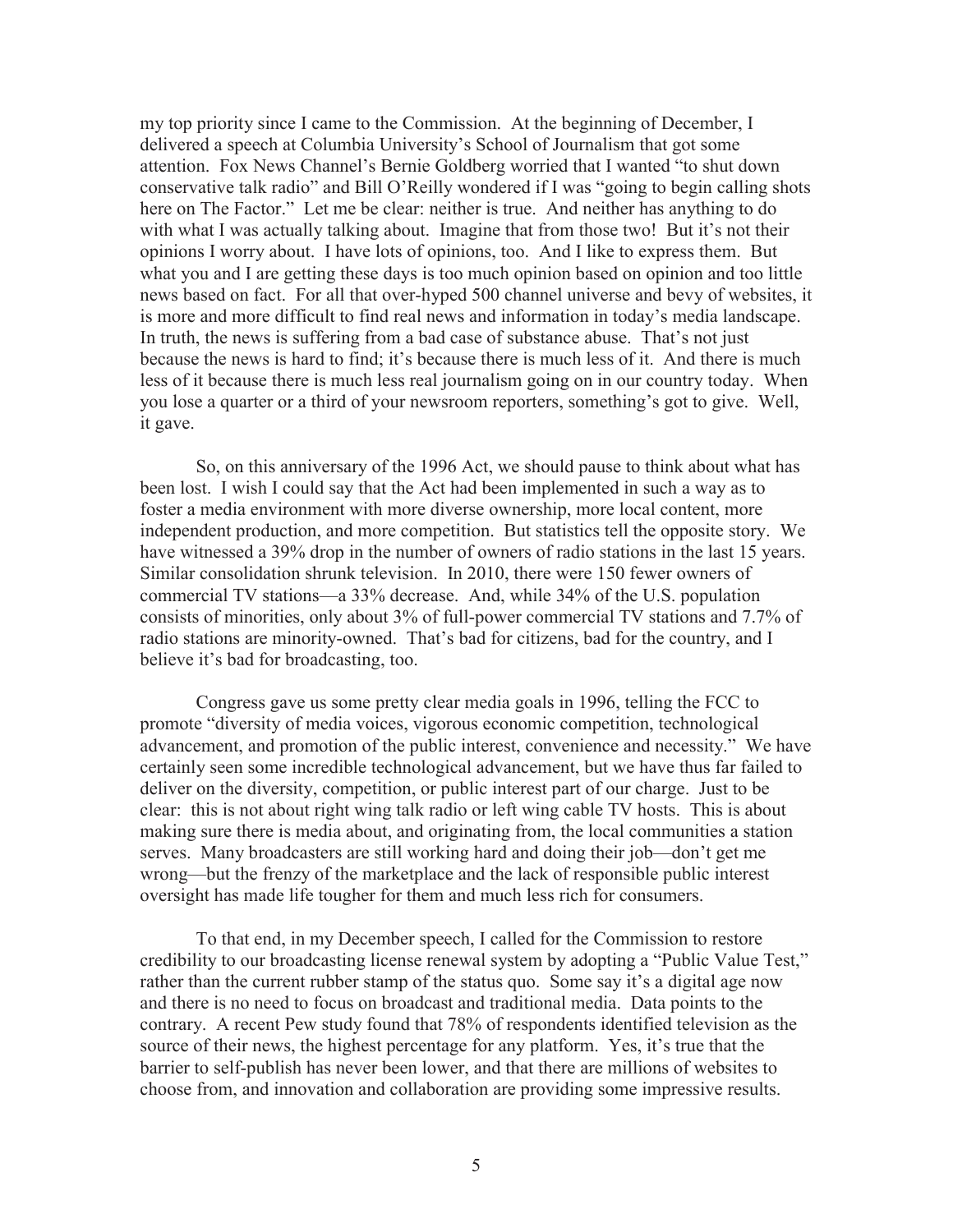my top priority since I came to the Commission. At the beginning of December, I delivered a speech at Columbia University's School of Journalism that got some attention. Fox News Channel's Bernie Goldberg worried that I wanted "to shut down conservative talk radio" and Bill O'Reilly wondered if I was "going to begin calling shots here on The Factor." Let me be clear: neither is true. And neither has anything to do with what I was actually talking about. Imagine that from those two! But it's not their opinions I worry about. I have lots of opinions, too. And I like to express them. But what you and I are getting these days is too much opinion based on opinion and too little news based on fact. For all that over-hyped 500 channel universe and bevy of websites, it is more and more difficult to find real news and information in today's media landscape. In truth, the news is suffering from a bad case of substance abuse. That's not just because the news is hard to find; it's because there is much less of it. And there is much less of it because there is much less real journalism going on in our country today. When you lose a quarter or a third of your newsroom reporters, something's got to give. Well, it gave.

So, on this anniversary of the 1996 Act, we should pause to think about what has been lost. I wish I could say that the Act had been implemented in such a way as to foster a media environment with more diverse ownership, more local content, more independent production, and more competition. But statistics tell the opposite story. We have witnessed a 39% drop in the number of owners of radio stations in the last 15 years. Similar consolidation shrunk television. In 2010, there were 150 fewer owners of commercial TV stations—a 33% decrease. And, while 34% of the U.S. population consists of minorities, only about 3% of full-power commercial TV stations and 7.7% of radio stations are minority-owned. That's bad for citizens, bad for the country, and I believe it's bad for broadcasting, too.

Congress gave us some pretty clear media goals in 1996, telling the FCC to promote "diversity of media voices, vigorous economic competition, technological advancement, and promotion of the public interest, convenience and necessity." We have certainly seen some incredible technological advancement, but we have thus far failed to deliver on the diversity, competition, or public interest part of our charge. Just to be clear: this is not about right wing talk radio or left wing cable TV hosts. This is about making sure there is media about, and originating from, the local communities a station serves. Many broadcasters are still working hard and doing their job—don't get me wrong—but the frenzy of the marketplace and the lack of responsible public interest oversight has made life tougher for them and much less rich for consumers.

To that end, in my December speech, I called for the Commission to restore credibility to our broadcasting license renewal system by adopting a "Public Value Test," rather than the current rubber stamp of the status quo. Some say it's a digital age now and there is no need to focus on broadcast and traditional media. Data points to the contrary. A recent Pew study found that 78% of respondents identified television as the source of their news, the highest percentage for any platform. Yes, it's true that the barrier to self-publish has never been lower, and that there are millions of websites to choose from, and innovation and collaboration are providing some impressive results.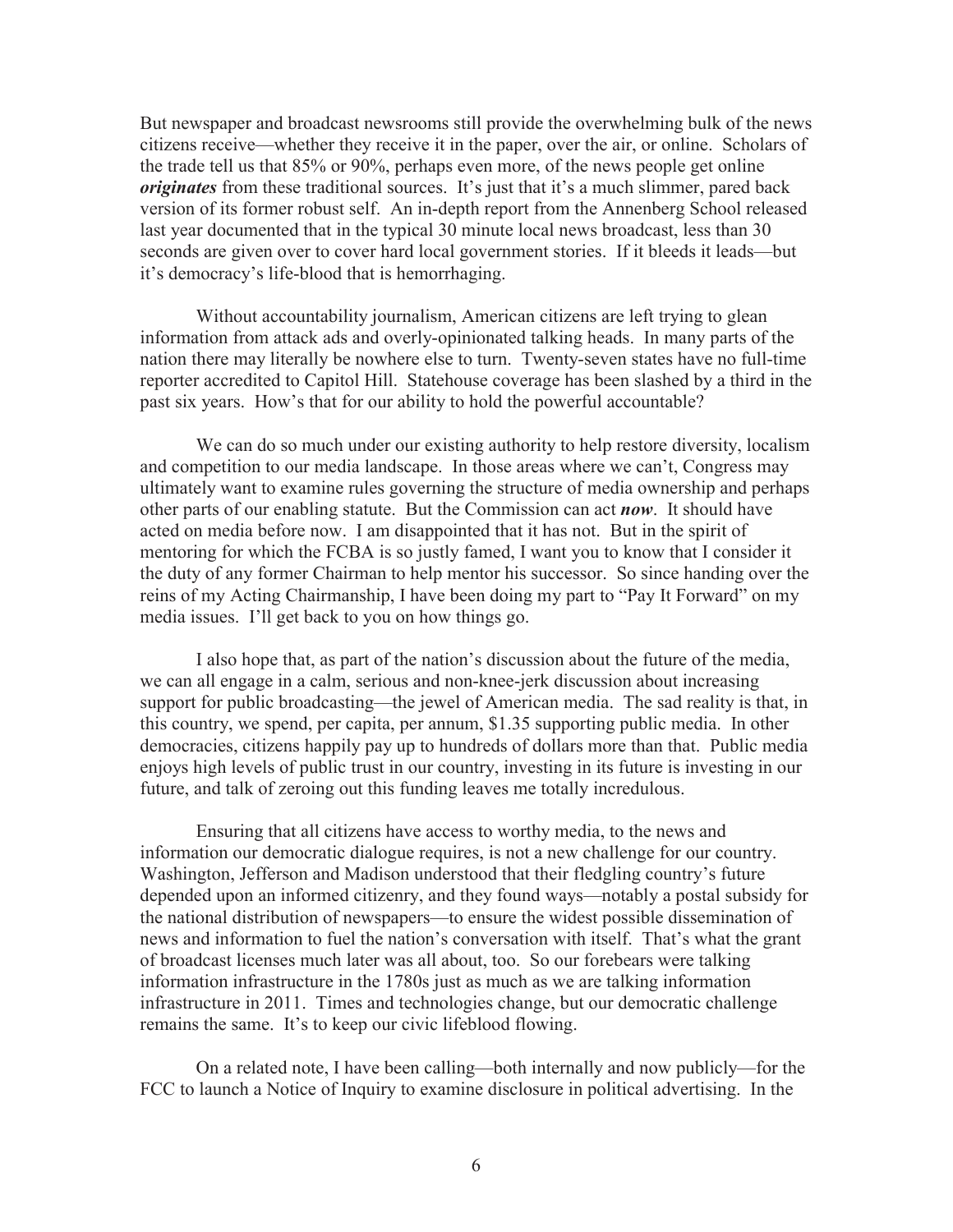But newspaper and broadcast newsrooms still provide the overwhelming bulk of the news citizens receive—whether they receive it in the paper, over the air, or online. Scholars of the trade tell us that 85% or 90%, perhaps even more, of the news people get online ***originates*** from these traditional sources. It's just that it's a much slimmer, pared back version of its former robust self. An in-depth report from the Annenberg School released last year documented that in the typical 30 minute local news broadcast, less than 30 seconds are given over to cover hard local government stories. If it bleeds it leads—but it's democracy's life-blood that is hemorrhaging.

Without accountability journalism, American citizens are left trying to glean information from attack ads and overly-opinionated talking heads. In many parts of the nation there may literally be nowhere else to turn. Twenty-seven states have no full-time reporter accredited to Capitol Hill. Statehouse coverage has been slashed by a third in the past six years. How's that for our ability to hold the powerful accountable?

We can do so much under our existing authority to help restore diversity, localism and competition to our media landscape. In those areas where we can't, Congress may ultimately want to examine rules governing the structure of media ownership and perhaps other parts of our enabling statute. But the Commission can act ***now***. It should have acted on media before now. I am disappointed that it has not. But in the spirit of mentoring for which the FCBA is so justly famed, I want you to know that I consider it the duty of any former Chairman to help mentor his successor. So since handing over the reins of my Acting Chairmanship, I have been doing my part to "Pay It Forward" on my media issues. I'll get back to you on how things go.

I also hope that, as part of the nation's discussion about the future of the media, we can all engage in a calm, serious and non-knee-jerk discussion about increasing support for public broadcasting—the jewel of American media. The sad reality is that, in this country, we spend, per capita, per annum, $1.35 supporting public media. In other democracies, citizens happily pay up to hundreds of dollars more than that. Public media enjoys high levels of public trust in our country, investing in its future is investing in our future, and talk of zeroing out this funding leaves me totally incredulous.

Ensuring that all citizens have access to worthy media, to the news and information our democratic dialogue requires, is not a new challenge for our country. Washington, Jefferson and Madison understood that their fledgling country's future depended upon an informed citizenry, and they found ways—notably a postal subsidy for the national distribution of newspapers—to ensure the widest possible dissemination of news and information to fuel the nation's conversation with itself. That's what the grant of broadcast licenses much later was all about, too. So our forebears were talking information infrastructure in the 1780s just as much as we are talking information infrastructure in 2011. Times and technologies change, but our democratic challenge remains the same. It's to keep our civic lifeblood flowing.

On a related note, I have been calling—both internally and now publicly—for the FCC to launch a Notice of Inquiry to examine disclosure in political advertising. In the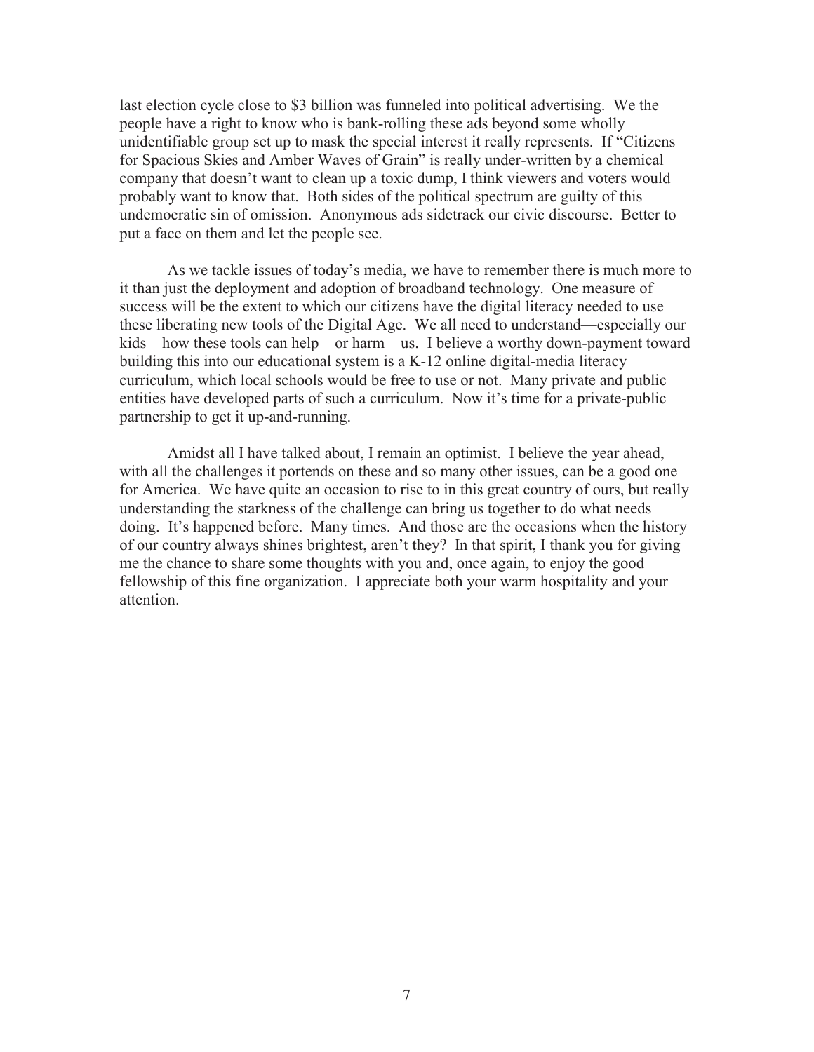last election cycle close to $3 billion was funneled into political advertising. We the people have a right to know who is bank-rolling these ads beyond some wholly unidentifiable group set up to mask the special interest it really represents. If "Citizens for Spacious Skies and Amber Waves of Grain" is really under-written by a chemical company that doesn't want to clean up a toxic dump, I think viewers and voters would probably want to know that. Both sides of the political spectrum are guilty of this undemocratic sin of omission. Anonymous ads sidetrack our civic discourse. Better to put a face on them and let the people see.

As we tackle issues of today's media, we have to remember there is much more to it than just the deployment and adoption of broadband technology. One measure of success will be the extent to which our citizens have the digital literacy needed to use these liberating new tools of the Digital Age. We all need to understand—especially our kids—how these tools can help—or harm—us. I believe a worthy down-payment toward building this into our educational system is a K-12 online digital-media literacy curriculum, which local schools would be free to use or not. Many private and public entities have developed parts of such a curriculum. Now it's time for a private-public partnership to get it up-and-running.

Amidst all I have talked about, I remain an optimist. I believe the year ahead, with all the challenges it portends on these and so many other issues, can be a good one for America. We have quite an occasion to rise to in this great country of ours, but really understanding the starkness of the challenge can bring us together to do what needs doing. It's happened before. Many times. And those are the occasions when the history of our country always shines brightest, aren't they? In that spirit, I thank you for giving me the chance to share some thoughts with you and, once again, to enjoy the good fellowship of this fine organization. I appreciate both your warm hospitality and your attention.